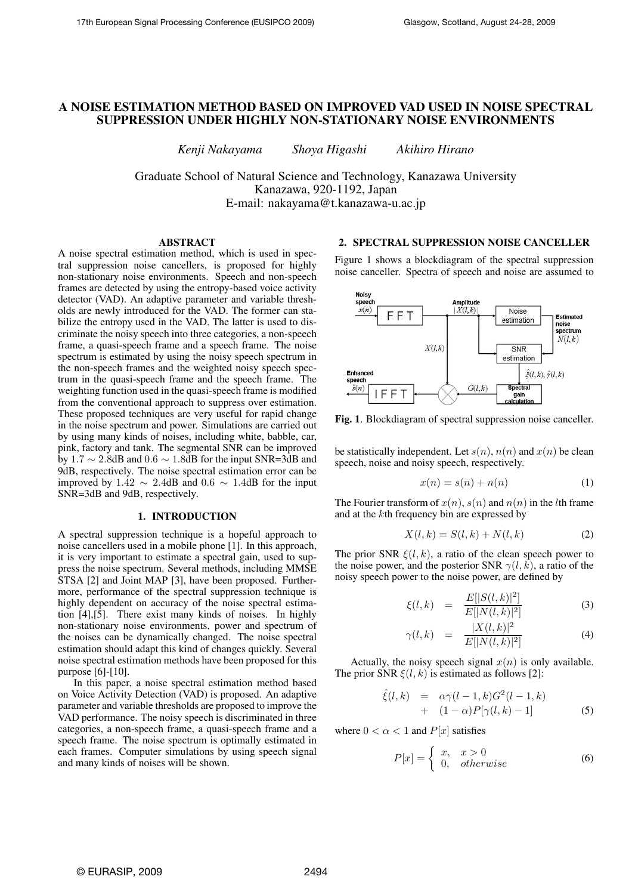# A NOISE ESTIMATION METHOD BASED ON IMPROVED VAD USED IN NOISE SPECTRAL SUPPRESSION UNDER HIGHLY NON-STATIONARY NOISE ENVIRONMENTS

*Kenji Nakayama* *Shoya Higashi* *Akihiro Hirano*

Graduate School of Natural Science and Technology, Kanazawa University
Kanazawa, 920-1192, Japan
E-mail: nakayama@t.kanazawa-u.ac.jp

## ABSTRACT

A noise spectral estimation method, which is used in spectral suppression noise cancellers, is proposed for highly non-stationary noise environments. Speech and non-speech frames are detected by using the entropy-based voice activity detector (VAD). An adaptive parameter and variable thresholds are newly introduced for the VAD. The former can stabilize the entropy used in the VAD. The latter is used to discriminate the noisy speech into three categories, a non-speech frame, a quasi-speech frame and a speech frame. The noise spectrum is estimated by using the noisy speech spectrum in the non-speech frames and the weighted noisy speech spectrum in the quasi-speech frame and the speech frame. The weighting function used in the quasi-speech frame is modified from the conventional approach to suppress over estimation. These proposed techniques are very useful for rapid change in the noise spectrum and power. Simulations are carried out by using many kinds of noises, including white, babble, car, pink, factory and tank. The segmental SNR can be improved by $1.7 \sim 2.8$dB and $0.6 \sim 1.8$dB for the input SNR=3dB and 9dB, respectively. The noise spectral estimation error can be improved by $1.42 \sim 2.4$dB and $0.6 \sim 1.4$dB for the input SNR=3dB and 9dB, respectively.

## 1. INTRODUCTION

A spectral suppression technique is a hopeful approach to noise cancellers used in a mobile phone [1]. In this approach, it is very important to estimate a spectral gain, used to suppress the noise spectrum. Several methods, including MMSE STSA [2] and Joint MAP [3], have been proposed. Furthermore, performance of the spectral suppression technique is highly dependent on accuracy of the noise spectral estimation [4],[5]. There exist many kinds of noises. In highly non-stationary noise environments, power and spectrum of the noises can be dynamically changed. The noise spectral estimation should adapt this kind of changes quickly. Several noise spectral estimation methods have been proposed for this purpose [6]-[10].

In this paper, a noise spectral estimation method based on Voice Activity Detection (VAD) is proposed. An adaptive parameter and variable thresholds are proposed to improve the VAD performance. The noisy speech is discriminated in three categories, a non-speech frame, a quasi-speech frame and a speech frame. The noise spectrum is optimally estimated in each frames. Computer simulations by using speech signal and many kinds of noises will be shown.

## 2. SPECTRAL SUPPRESSION NOISE CANCELLER

Figure 1 shows a blockdiagram of the spectral suppression noise canceller. Spectra of speech and noise are assumed to be statistically independent. Let $s(n)$, $n(n)$ and $x(n)$ be clean speech, noise and noisy speech, respectively.

**Fig. 1**. Blockdiagram of spectral suppression noise canceller.

$$x(n) = s(n) + n(n) \tag{1}$$

The Fourier transform of $x(n)$, $s(n)$ and $n(n)$ in the $l$th frame and at the $k$th frequency bin are expressed by

$$X(l,k) = S(l,k) + N(l,k) \tag{2}$$

The prior SNR $\xi(l,k)$, a ratio of the clean speech power to the noise power, and the posterior SNR $\gamma(l,k)$, a ratio of the noisy speech power to the noise power, are defined by

$$\xi(l,k) = \frac{E[|S(l,k)|^2]}{E[|N(l,k)|^2]} \tag{3}$$

$$\gamma(l,k) = \frac{|X(l,k)|^2}{E[|N(l,k)|^2]} \tag{4}$$

Actually, the noisy speech signal $x(n)$ is only available. The prior SNR $\xi(l,k)$ is estimated as follows [2]:

$$\begin{aligned}\hat{\xi}(l,k) &= \alpha\gamma(l-1,k)G^2(l-1,k) \\ &+ (1-\alpha)P[\gamma(l,k)-1]\end{aligned} \tag{5}$$

where $0 < \alpha < 1$ and $P[x]$ satisfies

$$P[x] = \begin{cases} x, & x > 0 \\ 0, & otherwise \end{cases} \tag{6}$$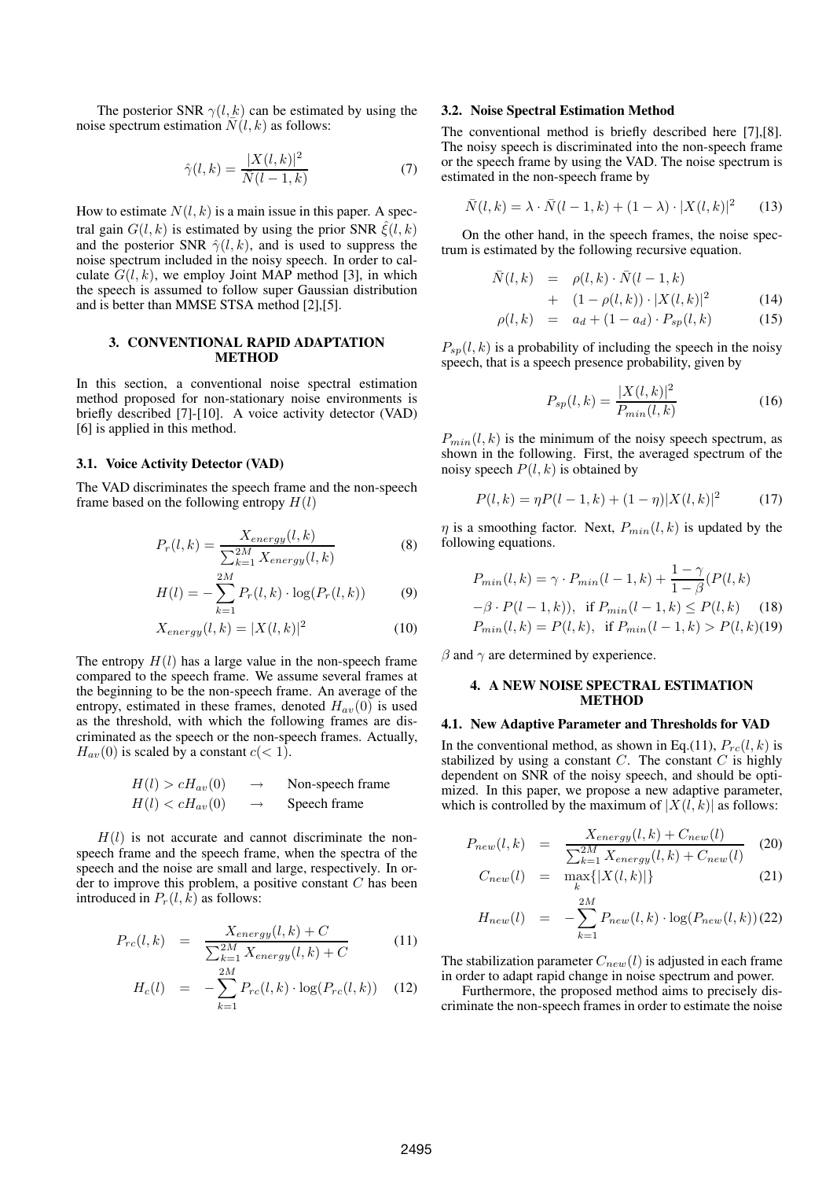The posterior SNR $\gamma(l,k)$ can be estimated by using the noise spectrum estimation $N(l,k)$ as follows:

$$\hat{\gamma}(l,k) = \frac{|X(l,k)|^2}{N(l-1,k)} \tag{7}$$

How to estimate $N(l,k)$ is a main issue in this paper. A spectral gain $G(l,k)$ is estimated by using the prior SNR $\hat{\xi}(l,k)$ and the posterior SNR $\hat{\gamma}(l,k)$, and is used to suppress the noise spectrum included in the noisy speech. In order to calculate $G(l,k)$, we employ Joint MAP method [3], in which the speech is assumed to follow super Gaussian distribution and is better than MMSE STSA method [2],[5].

## 3. CONVENTIONAL RAPID ADAPTATION METHOD

In this section, a conventional noise spectral estimation method proposed for non-stationary noise environments is briefly described [7]-[10]. A voice activity detector (VAD) [6] is applied in this method.

### 3.1. Voice Activity Detector (VAD)

The VAD discriminates the speech frame and the non-speech frame based on the following entropy $H(l)$

$$P_r(l,k) = \frac{X_{energy}(l,k)}{\sum_{k=1}^{2M} X_{energy}(l,k)} \tag{8}$$

$$H(l) = -\sum_{k=1}^{2M} P_r(l,k) \cdot \log(P_r(l,k)) \tag{9}$$

$$X_{energy}(l,k) = |X(l,k)|^2 \tag{10}$$

The entropy $H(l)$ has a large value in the non-speech frame compared to the speech frame. We assume several frames at the beginning to be the non-speech frame. An average of the entropy, estimated in these frames, denoted $H_{av}(0)$ is used as the threshold, with which the following frames are discriminated as the speech or the non-speech frames. Actually, $H_{av}(0)$ is scaled by a constant $c (< 1)$.

$$H(l) > cH_{av}(0) \quad \rightarrow \quad \text{Non-speech frame}$$
$$H(l) < cH_{av}(0) \quad \rightarrow \quad \text{Speech frame}$$

$H(l)$ is not accurate and cannot discriminate the non-speech frame and the speech frame, when the spectra of the speech and the noise are small and large, respectively. In order to improve this problem, a positive constant $C$ has been introduced in $P_r(l,k)$ as follows:

$$P_{rc}(l,k) = \frac{X_{energy}(l,k) + C}{\sum_{k=1}^{2M} X_{energy}(l,k) + C} \tag{11}$$

$$H_c(l) = -\sum_{k=1}^{2M} P_{rc}(l,k) \cdot \log(P_{rc}(l,k)) \tag{12}$$

### 3.2. Noise Spectral Estimation Method

The conventional method is briefly described here [7],[8]. The noisy speech is discriminated into the non-speech frame or the speech frame by using the VAD. The noise spectrum is estimated in the non-speech frame by

$$\bar{N}(l,k) = \lambda \cdot \bar{N}(l-1,k) + (1-\lambda) \cdot |X(l,k)|^2 \tag{13}$$

On the other hand, in the speech frames, the noise spectrum is estimated by the following recursive equation.

$$\bar{N}(l,k) = \rho(l,k) \cdot \bar{N}(l-1,k) + (1-\rho(l,k)) \cdot |X(l,k)|^2 \tag{14}$$

$$\rho(l,k) = a_d + (1-a_d) \cdot P_{sp}(l,k) \tag{15}$$

$P_{sp}(l,k)$ is a probability of including the speech in the noisy speech, that is a speech presence probability, given by

$$P_{sp}(l,k) = \frac{|X(l,k)|^2}{P_{min}(l,k)} \tag{16}$$

$P_{min}(l,k)$ is the minimum of the noisy speech spectrum, as shown in the following. First, the averaged spectrum of the noisy speech $P(l,k)$ is obtained by

$$P(l,k) = \eta P(l-1,k) + (1-\eta)|X(l,k)|^2 \tag{17}$$

$\eta$ is a smoothing factor. Next, $P_{min}(l,k)$ is updated by the following equations.

$$P_{min}(l,k) = \gamma \cdot P_{min}(l-1,k) + \frac{1-\gamma}{1-\beta}(P(l,k) - \beta \cdot P(l-1,k)), \quad \text{if } P_{min}(l-1,k) \leq P(l,k) \tag{18}$$

$$P_{min}(l,k) = P(l,k), \quad \text{if } P_{min}(l-1,k) > P(l,k) \tag{19}$$

$\beta$ and $\gamma$ are determined by experience.

## 4. A NEW NOISE SPECTRAL ESTIMATION METHOD

### 4.1. New Adaptive Parameter and Thresholds for VAD

In the conventional method, as shown in Eq.(11), $P_{rc}(l,k)$ is stabilized by using a constant $C$. The constant $C$ is highly dependent on SNR of the noisy speech, and should be optimized. In this paper, we propose a new adaptive parameter, which is controlled by the maximum of $|X(l,k)|$ as follows:

$$P_{new}(l,k) = \frac{X_{energy}(l,k) + C_{new}(l)}{\sum_{k=1}^{2M} X_{energy}(l,k) + C_{new}(l)} \tag{20}$$

$$C_{new}(l) = \max_k\{|X(l,k)|\} \tag{21}$$

$$H_{new}(l) = -\sum_{k=1}^{2M} P_{new}(l,k) \cdot \log(P_{new}(l,k)) \tag{22}$$

The stabilization parameter $C_{new}(l)$ is adjusted in each frame in order to adapt rapid change in noise spectrum and power.

Furthermore, the proposed method aims to precisely discriminate the non-speech frames in order to estimate the noise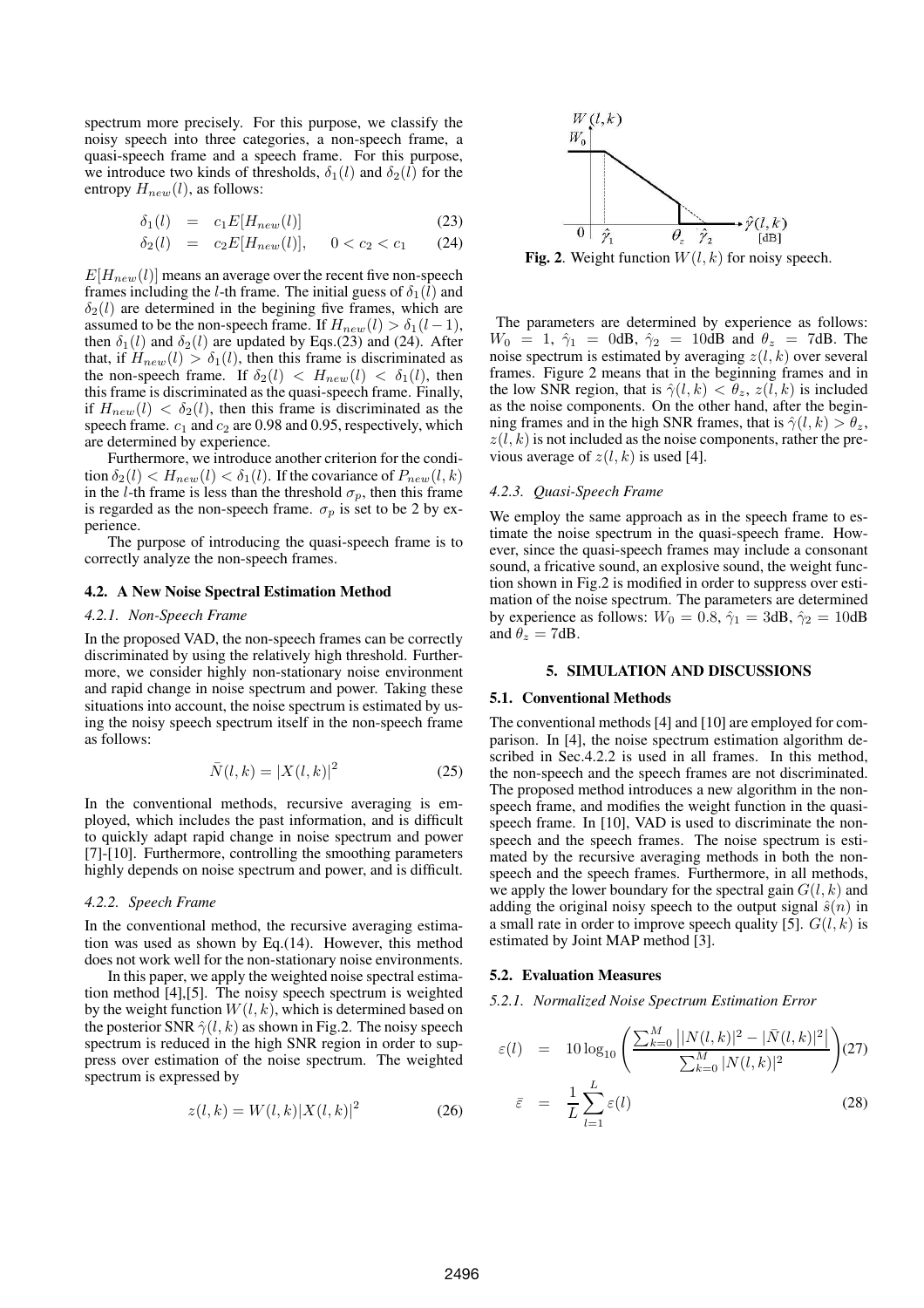spectrum more precisely. For this purpose, we classify the noisy speech into three categories, a non-speech frame, a quasi-speech frame and a speech frame. For this purpose, we introduce two kinds of thresholds, $\delta_1(l)$ and $\delta_2(l)$ for the entropy $H_{new}(l)$, as follows:

$$\delta_1(l) = c_1 E[H_{new}(l)] \tag{23}$$

$$\delta_2(l) = c_2 E[H_{new}(l)], \quad 0 < c_2 < c_1 \tag{24}$$

$E[H_{new}(l)]$ means an average over the recent five non-speech frames including the $l$-th frame. The initial guess of $\delta_1(l)$ and $\delta_2(l)$ are determined in the begining five frames, which are assumed to be the non-speech frame. If $H_{new}(l) > \delta_1(l-1)$, then $\delta_1(l)$ and $\delta_2(l)$ are updated by Eqs.(23) and (24). After that, if $H_{new}(l) > \delta_1(l)$, then this frame is discriminated as the non-speech frame. If $\delta_2(l) < H_{new}(l) < \delta_1(l)$, then this frame is discriminated as the quasi-speech frame. Finally, if $H_{new}(l) < \delta_2(l)$, then this frame is discriminated as the speech frame. $c_1$ and $c_2$ are 0.98 and 0.95, respectively, which are determined by experience.

Furthermore, we introduce another criterion for the condition $\delta_2(l) < H_{new}(l) < \delta_1(l)$. If the covariance of $P_{new}(l,k)$ in the $l$-th frame is less than the threshold $\sigma_p$, then this frame is regarded as the non-speech frame. $\sigma_p$ is set to be 2 by experience.

The purpose of introducing the quasi-speech frame is to correctly analyze the non-speech frames.

### 4.2. A New Noise Spectral Estimation Method

#### *4.2.1. Non-Speech Frame*

In the proposed VAD, the non-speech frames can be correctly discriminated by using the relatively high threshold. Furthermore, we consider highly non-stationary noise environment and rapid change in noise spectrum and power. Taking these situations into account, the noise spectrum is estimated by using the noisy speech spectrum itself in the non-speech frame as follows:

$$\bar{N}(l,k) = |X(l,k)|^2 \tag{25}$$

In the conventional methods, recursive averaging is employed, which includes the past information, and is difficult to quickly adapt rapid change in noise spectrum and power [7]-[10]. Furthermore, controlling the smoothing parameters highly depends on noise spectrum and power, and is difficult.

#### *4.2.2. Speech Frame*

In the conventional method, the recursive averaging estimation was used as shown by Eq.(14). However, this method does not work well for the non-stationary noise environments.

In this paper, we apply the weighted noise spectral estimation method [4],[5]. The noisy speech spectrum is weighted by the weight function $W(l,k)$, which is determined based on the posterior SNR $\hat{\gamma}(l,k)$ as shown in Fig.2. The noisy speech spectrum is reduced in the high SNR region in order to suppress over estimation of the noise spectrum. The weighted spectrum is expressed by

$$z(l,k) = W(l,k)|X(l,k)|^2 \tag{26}$$

**Fig. 2**. Weight function $W(l,k)$ for noisy speech.

The parameters are determined by experience as follows: $W_0 = 1$, $\hat{\gamma}_1 = 0$dB, $\hat{\gamma}_2 = 10$dB and $\theta_z = 7$dB. The noise spectrum is estimated by averaging $z(l,k)$ over several frames. Figure 2 means that in the beginning frames and in the low SNR region, that is $\hat{\gamma}(l,k) < \theta_z$, $z(l,k)$ is included as the noise components. On the other hand, after the beginning frames and in the high SNR frames, that is $\hat{\gamma}(l,k) > \theta_z$, $z(l,k)$ is not included as the noise components, rather the previous average of $z(l,k)$ is used [4].

#### *4.2.3. Quasi-Speech Frame*

We employ the same approach as in the speech frame to estimate the noise spectrum in the quasi-speech frame. However, since the quasi-speech frames may include a consonant sound, a fricative sound, an explosive sound, the weight function shown in Fig.2 is modified in order to suppress over estimation of the noise spectrum. The parameters are determined by experience as follows: $W_0 = 0.8$, $\hat{\gamma}_1 = 3$dB, $\hat{\gamma}_2 = 10$dB and $\theta_z = 7$dB.

## 5. SIMULATION AND DISCUSSIONS

### 5.1. Conventional Methods

The conventional methods [4] and [10] are employed for comparison. In [4], the noise spectrum estimation algorithm described in Sec.4.2.2 is used in all frames. In this method, the non-speech and the speech frames are not discriminated. The proposed method introduces a new algorithm in the non-speech frame, and modifies the weight function in the quasi-speech frame. In [10], VAD is used to discriminate the non-speech and the speech frames. The noise spectrum is estimated by the recursive averaging methods in both the non-speech and the speech frames. Furthermore, in all methods, we apply the lower boundary for the spectral gain $G(l,k)$ and adding the original noisy speech to the output signal $\hat{s}(n)$ in a small rate in order to improve speech quality [5]. $G(l,k)$ is estimated by Joint MAP method [3].

### 5.2. Evaluation Measures

#### *5.2.1. Normalized Noise Spectrum Estimation Error*

$$\varepsilon(l) = 10\log_{10}\left(\frac{\sum_{k=0}^{M}\left||N(l,k)|^2 - |\bar{N}(l,k)|^2\right|}{\sum_{k=0}^{M}|N(l,k)|^2}\right) \tag{27}$$

$$\bar{\varepsilon} = \frac{1}{L}\sum_{l=1}^{L}\varepsilon(l) \tag{28}$$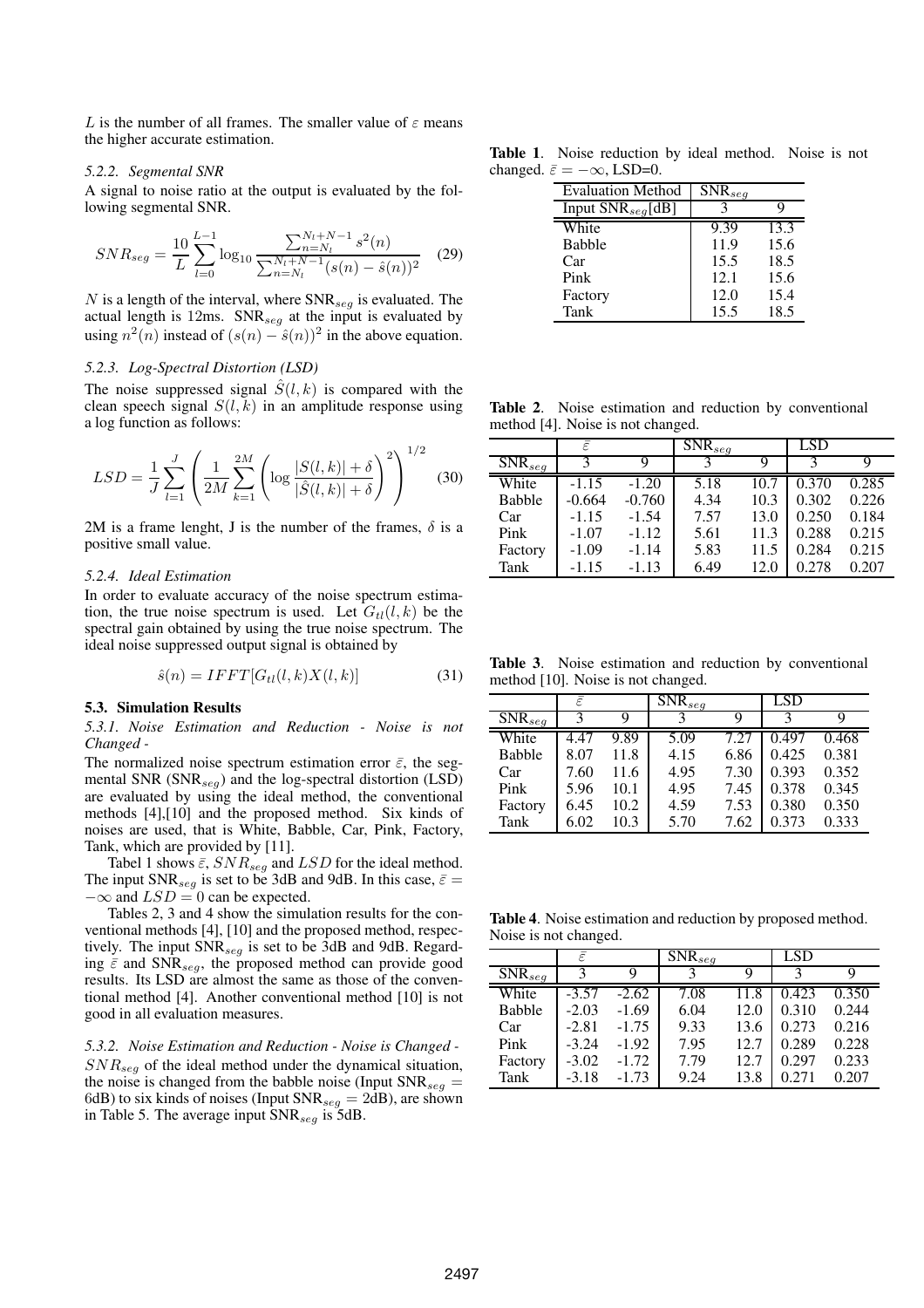$L$ is the number of all frames. The smaller value of $\varepsilon$ means the higher accurate estimation.

#### 5.2.2. Segmental SNR

A signal to noise ratio at the output is evaluated by the following segmental SNR.

$$SNR_{seg} = \frac{10}{L}\sum_{l=0}^{L-1}\log_{10}\frac{\sum_{n=N_l}^{N_l+N-1} s^2(n)}{\sum_{n=N_l}^{N_l+N-1}(s(n)-\hat{s}(n))^2} \quad (29)$$

$N$ is a length of the interval, where $\text{SNR}_{seg}$ is evaluated. The actual length is 12ms. $\text{SNR}_{seg}$ at the input is evaluated by using $n^2(n)$ instead of $(s(n)-\hat{s}(n))^2$ in the above equation.

#### 5.2.3. Log-Spectral Distortion (LSD)

The noise suppressed signal $\hat{S}(l,k)$ is compared with the clean speech signal $S(l,k)$ in an amplitude response using a log function as follows:

$$LSD = \frac{1}{J}\sum_{l=1}^{J}\left(\frac{1}{2M}\sum_{k=1}^{2M}\left(\log\frac{|S(l,k)|+\delta}{|\hat{S}(l,k)|+\delta}\right)^2\right)^{1/2} \quad (30)$$

2M is a frame lenght, J is the number of the frames, $\delta$ is a positive small value.

#### 5.2.4. Ideal Estimation

In order to evaluate accuracy of the noise spectrum estimation, the true noise spectrum is used. Let $G_{tl}(l,k)$ be the spectral gain obtained by using the true noise spectrum. The ideal noise suppressed output signal is obtained by

$$\hat{s}(n) = IFFT[G_{tl}(l,k)X(l,k)] \quad (31)$$

### 5.3. Simulation Results

#### 5.3.1. Noise Estimation and Reduction - Noise is not Changed -

The normalized noise spectrum estimation error $\bar{\varepsilon}$, the segmental SNR ($\text{SNR}_{seg}$) and the log-spectral distortion (LSD) are evaluated by using the ideal method, the conventional methods [4],[10] and the proposed method. Six kinds of noises are used, that is White, Babble, Car, Pink, Factory, Tank, which are provided by [11].

Tabel 1 shows $\bar{\varepsilon}$, $SNR_{seg}$ and $LSD$ for the ideal method. The input $\text{SNR}_{seg}$ is set to be 3dB and 9dB. In this case, $\bar{\varepsilon} = -\infty$ and $LSD = 0$ can be expected.

Tables 2, 3 and 4 show the simulation results for the conventional methods [4], [10] and the proposed method, respectively. The input $\text{SNR}_{seg}$ is set to be 3dB and 9dB. Regarding $\bar{\varepsilon}$ and $\text{SNR}_{seg}$, the proposed method can provide good results. Its LSD are almost the same as those of the conventional method [4]. Another conventional method [10] is not good in all evaluation measures.

#### 5.3.2. Noise Estimation and Reduction - Noise is Changed -

$SNR_{seg}$ of the ideal method under the dynamical situation, the noise is changed from the babble noise (Input $\text{SNR}_{seg}$ = 6dB) to six kinds of noises (Input $\text{SNR}_{seg}$ = 2dB), are shown in Table 5. The average input $\text{SNR}_{seg}$ is 5dB.

**Table 1**. Noise reduction by ideal method. Noise is not changed. $\bar{\varepsilon} = -\infty$, LSD=0.

| Evaluation Method | $\text{SNR}_{seg}$ | |
|---|---|---|
| Input $\text{SNR}_{seg}$[dB] | 3 | 9 |
| White | 9.39 | 13.3 |
| Babble | 11.9 | 15.6 |
| Car | 15.5 | 18.5 |
| Pink | 12.1 | 15.6 |
| Factory | 12.0 | 15.4 |
| Tank | 15.5 | 18.5 |

**Table 2**. Noise estimation and reduction by conventional method [4]. Noise is not changed.

| | $\bar{\varepsilon}$ | | $\text{SNR}_{seg}$ | | LSD | |
|---|---|---|---|---|---|---|
| $\text{SNR}_{seg}$ | 3 | 9 | 3 | 9 | 3 | 9 |
| White | -1.15 | -1.20 | 5.18 | 10.7 | 0.370 | 0.285 |
| Babble | -0.664 | -0.760 | 4.34 | 10.3 | 0.302 | 0.226 |
| Car | -1.15 | -1.54 | 7.57 | 13.0 | 0.250 | 0.184 |
| Pink | -1.07 | -1.12 | 5.61 | 11.3 | 0.288 | 0.215 |
| Factory | -1.09 | -1.14 | 5.83 | 11.5 | 0.284 | 0.215 |
| Tank | -1.15 | -1.13 | 6.49 | 12.0 | 0.278 | 0.207 |

**Table 3**. Noise estimation and reduction by conventional method [10]. Noise is not changed.

| | $\bar{\varepsilon}$ | | $\text{SNR}_{seg}$ | | LSD | |
|---|---|---|---|---|---|---|
| $\text{SNR}_{seg}$ | 3 | 9 | 3 | 9 | 3 | 9 |
| White | 4.47 | 9.89 | 5.09 | 7.27 | 0.497 | 0.468 |
| Babble | 8.07 | 11.8 | 4.15 | 6.86 | 0.425 | 0.381 |
| Car | 7.60 | 11.6 | 4.95 | 7.30 | 0.393 | 0.352 |
| Pink | 5.96 | 10.1 | 4.95 | 7.45 | 0.378 | 0.345 |
| Factory | 6.45 | 10.2 | 4.59 | 7.53 | 0.380 | 0.350 |
| Tank | 6.02 | 10.3 | 5.70 | 7.62 | 0.373 | 0.333 |

**Table 4**. Noise estimation and reduction by proposed method. Noise is not changed.

| | $\bar{\varepsilon}$ | | $\text{SNR}_{seg}$ | | LSD | |
|---|---|---|---|---|---|---|
| $\text{SNR}_{seg}$ | 3 | 9 | 3 | 9 | 3 | 9 |
| White | -3.57 | -2.62 | 7.08 | 11.8 | 0.423 | 0.350 |
| Babble | -2.03 | -1.69 | 6.04 | 12.0 | 0.310 | 0.244 |
| Car | -2.81 | -1.75 | 9.33 | 13.6 | 0.273 | 0.216 |
| Pink | -3.24 | -1.92 | 7.95 | 12.7 | 0.289 | 0.228 |
| Factory | -3.02 | -1.72 | 7.79 | 12.7 | 0.297 | 0.233 |
| Tank | -3.18 | -1.73 | 9.24 | 13.8 | 0.271 | 0.207 |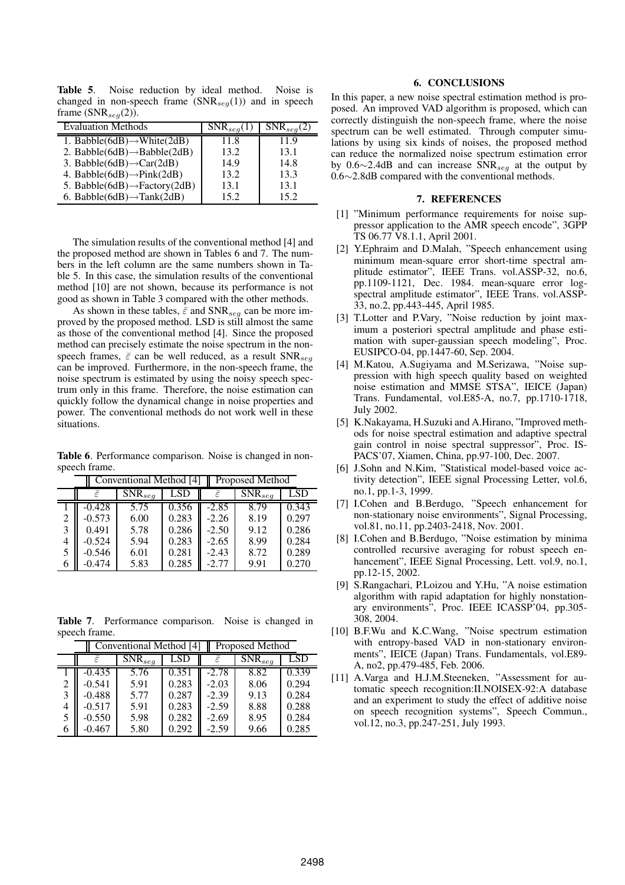**Table 5**. Noise reduction by ideal method. Noise is changed in non-speech frame ($SNR_{seg}(1)$) and in speech frame ($SNR_{seg}(2)$).

| Evaluation Methods | $SNR_{seg}(1)$ | $SNR_{seg}(2)$ |
|---|---|---|
| 1. Babble(6dB)→White(2dB) | 11.8 | 11.9 |
| 2. Babble(6dB)→Babble(2dB) | 13.2 | 13.1 |
| 3. Babble(6dB)→Car(2dB) | 14.9 | 14.8 |
| 4. Babble(6dB)→Pink(2dB) | 13.2 | 13.3 |
| 5. Babble(6dB)→Factory(2dB) | 13.1 | 13.1 |
| 6. Babble(6dB)→Tank(2dB) | 15.2 | 15.2 |

The simulation results of the conventional method [4] and the proposed method are shown in Tables 6 and 7. The numbers in the left column are the same numbers shown in Table 5. In this case, the simulation results of the conventional method [10] are not shown, because its performance is not good as shown in Table 3 compared with the other methods.

As shown in these tables, $\bar{\varepsilon}$ and $SNR_{seg}$ can be more improved by the proposed method. LSD is still almost the same as those of the conventional method [4]. Since the proposed method can precisely estimate the noise spectrum in the non-speech frames, $\bar{\varepsilon}$ can be well reduced, as a result $SNR_{seg}$ can be improved. Furthermore, in the non-speech frame, the noise spectrum is estimated by using the noisy speech spectrum only in this frame. Therefore, the noise estimation can quickly follow the dynamical change in noise properties and power. The conventional methods do not work well in these situations.

**Table 6**. Performance comparison. Noise is changed in non-speech frame.

| | Conventional Method [4] | | | Proposed Method | | |
|---|---|---|---|---|---|---|
| | $\bar{\varepsilon}$ | $SNR_{seg}$ | LSD | $\bar{\varepsilon}$ | $SNR_{seg}$ | LSD |
| 1 | -0.428 | 5.75 | 0.356 | -2.85 | 8.79 | 0.343 |
| 2 | -0.573 | 6.00 | 0.283 | -2.26 | 8.19 | 0.297 |
| 3 | 0.491 | 5.78 | 0.286 | -2.50 | 9.12 | 0.286 |
| 4 | -0.524 | 5.94 | 0.283 | -2.65 | 8.99 | 0.284 |
| 5 | -0.546 | 6.01 | 0.281 | -2.43 | 8.72 | 0.289 |
| 6 | -0.474 | 5.83 | 0.285 | -2.77 | 9.91 | 0.270 |

**Table 7**. Performance comparison. Noise is changed in speech frame.

| | Conventional Method [4] | | | Proposed Method | | |
|---|---|---|---|---|---|---|
| | $\bar{\varepsilon}$ | $SNR_{seg}$ | LSD | $\bar{\varepsilon}$ | $SNR_{seg}$ | LSD |
| 1 | -0.435 | 5.76 | 0.351 | -2.78 | 8.82 | 0.339 |
| 2 | -0.541 | 5.91 | 0.283 | -2.03 | 8.06 | 0.294 |
| 3 | -0.488 | 5.77 | 0.287 | -2.39 | 9.13 | 0.284 |
| 4 | -0.517 | 5.91 | 0.283 | -2.59 | 8.88 | 0.288 |
| 5 | -0.550 | 5.98 | 0.282 | -2.69 | 8.95 | 0.284 |
| 6 | -0.467 | 5.80 | 0.292 | -2.59 | 9.66 | 0.285 |

## 6. CONCLUSIONS

In this paper, a new noise spectral estimation method is proposed. An improved VAD algorithm is proposed, which can correctly distinguish the non-speech frame, where the noise spectrum can be well estimated. Through computer simulations by using six kinds of noises, the proposed method can reduce the normalized noise spectrum estimation error by 0.6∼2.4dB and can increase $SNR_{seg}$ at the output by 0.6∼2.8dB compared with the conventional methods.

## 7. REFERENCES

[1] "Minimum performance requirements for noise suppressor application to the AMR speech encode", 3GPP TS 06.77 V8.1.1, April 2001.

[2] Y.Ephraim and D.Malah, "Speech enhancement using minimum mean-square error short-time spectral amplitude estimator", IEEE Trans. vol.ASSP-32, no.6, pp.1109-1121, Dec. 1984. mean-square error log-spectral amplitude estimator", IEEE Trans. vol.ASSP-33, no.2, pp.443-445, April 1985.

[3] T.Lotter and P.Vary, "Noise reduction by joint maximum a posteriori spectral amplitude and phase estimation with super-gaussian speech modeling", Proc. EUSIPCO-04, pp.1447-60, Sep. 2004.

[4] M.Katou, A.Sugiyama and M.Serizawa, "Noise suppression with high speech quality based on weighted noise estimation and MMSE STSA", IEICE (Japan) Trans. Fundamental, vol.E85-A, no.7, pp.1710-1718, July 2002.

[5] K.Nakayama, H.Suzuki and A.Hirano, "Improved methods for noise spectral estimation and adaptive spectral gain control in noise spectral suppressor", Proc. ISPACS'07, Xiamen, China, pp.97-100, Dec. 2007.

[6] J.Sohn and N.Kim, "Statistical model-based voice activity detection", IEEE signal Processing Letter, vol.6, no.1, pp.1-3, 1999.

[7] I.Cohen and B.Berdugo, "Speech enhancement for non-stationary noise environments", Signal Processing, vol.81, no.11, pp.2403-2418, Nov. 2001.

[8] I.Cohen and B.Berdugo, "Noise estimation by minima controlled recursive averaging for robust speech enhancement", IEEE Signal Processing, Lett. vol.9, no.1, pp.12-15, 2002.

[9] S.Rangachari, P.Loizou and Y.Hu, "A noise estimation algorithm with rapid adaptation for highly nonstationary environments", Proc. IEEE ICASSP'04, pp.305-308, 2004.

[10] B.F.Wu and K.C.Wang, "Noise spectrum estimation with entropy-based VAD in non-stationary environments", IEICE (Japan) Trans. Fundamentals, vol.E89-A, no2, pp.479-485, Feb. 2006.

[11] A.Varga and H.J.M.Steeneken, "Assessment for automatic speech recognition:II.NOISEX-92:A database and an experiment to study the effect of additive noise on speech recognition systems", Speech Commun., vol.12, no.3, pp.247-251, July 1993.